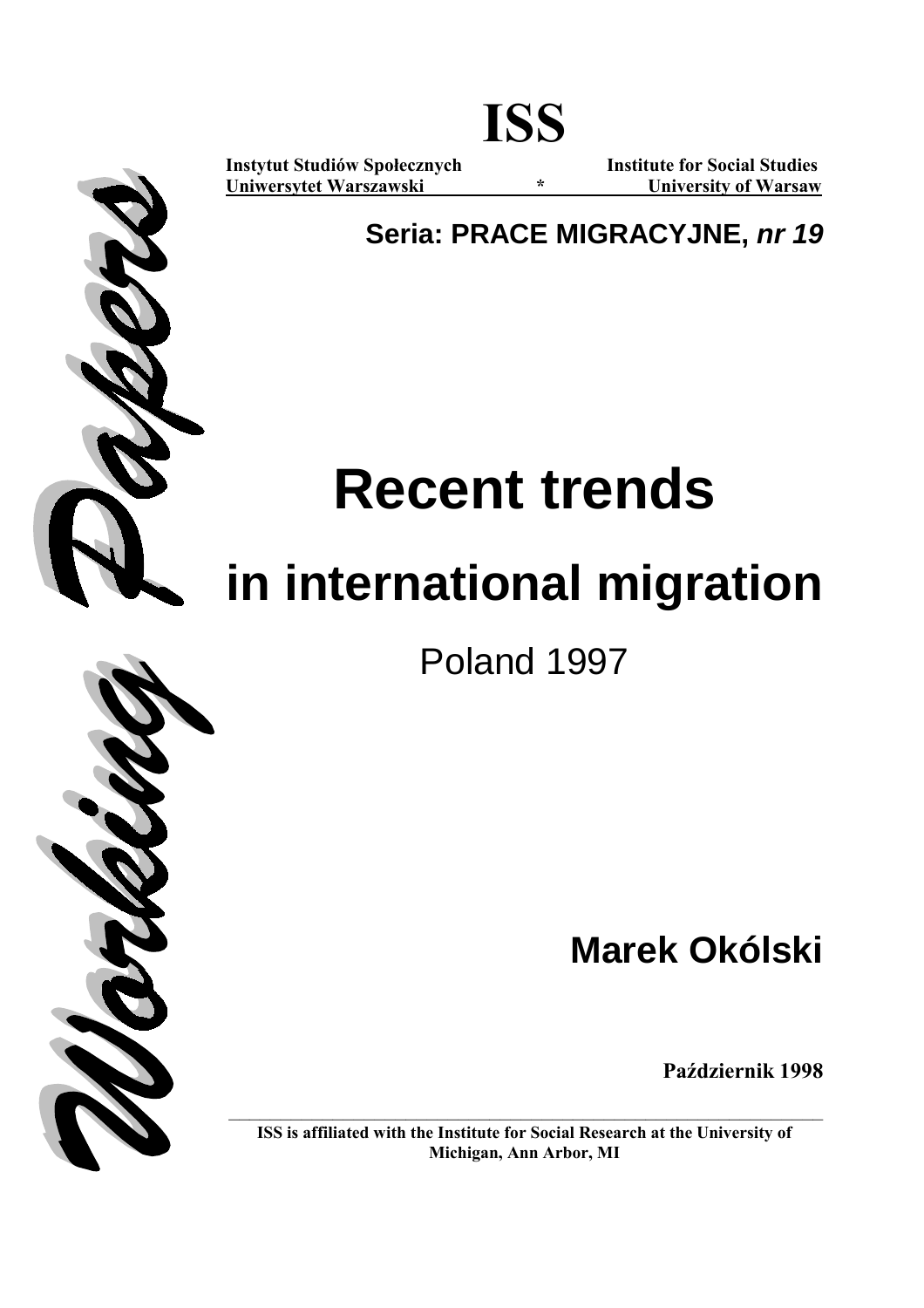# ISS

**Instytut Studiów Społecznych** | **Institute for Social Studies**
**Uniwersytet Warszawski** * **University of Warsaw**

**Seria: PRACE MIGRACYJNE, *nr 19***

*Working Papers*

# Recent trends
# in international migration

Poland 1997

**Marek Okólski**

**Październik 1998**

**ISS is affiliated with the Institute for Social Research at the University of Michigan, Ann Arbor, MI**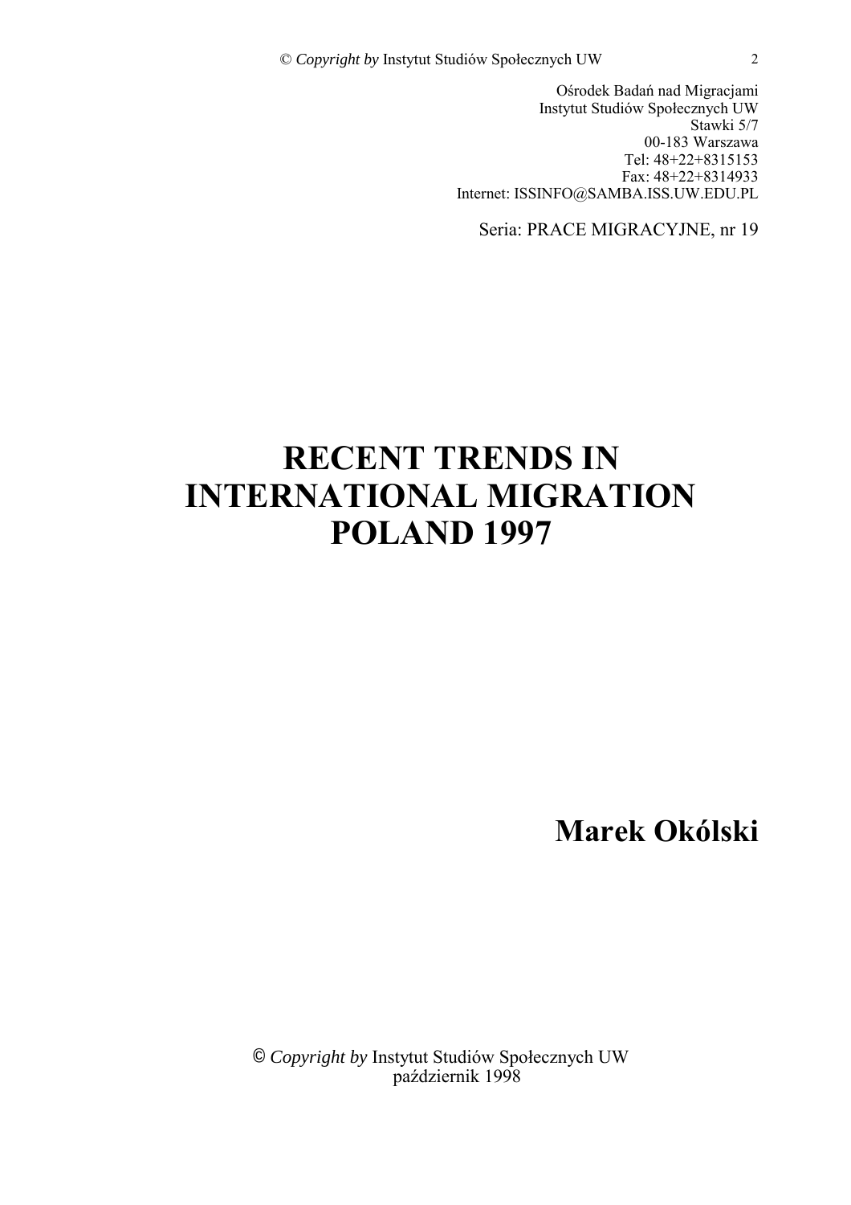Ośrodek Badań nad Migracjami
Instytut Studiów Społecznych UW
Stawki 5/7
00-183 Warszawa
Tel: 48+22+8315153
Fax: 48+22+8314933
Internet: ISSINFO@SAMBA.ISS.UW.EDU.PL

Seria: PRACE MIGRACYJNE, nr 19

# RECENT TRENDS IN INTERNATIONAL MIGRATION POLAND 1997

## Marek Okólski

© *Copyright by* Instytut Studiów Społecznych UW
październik 1998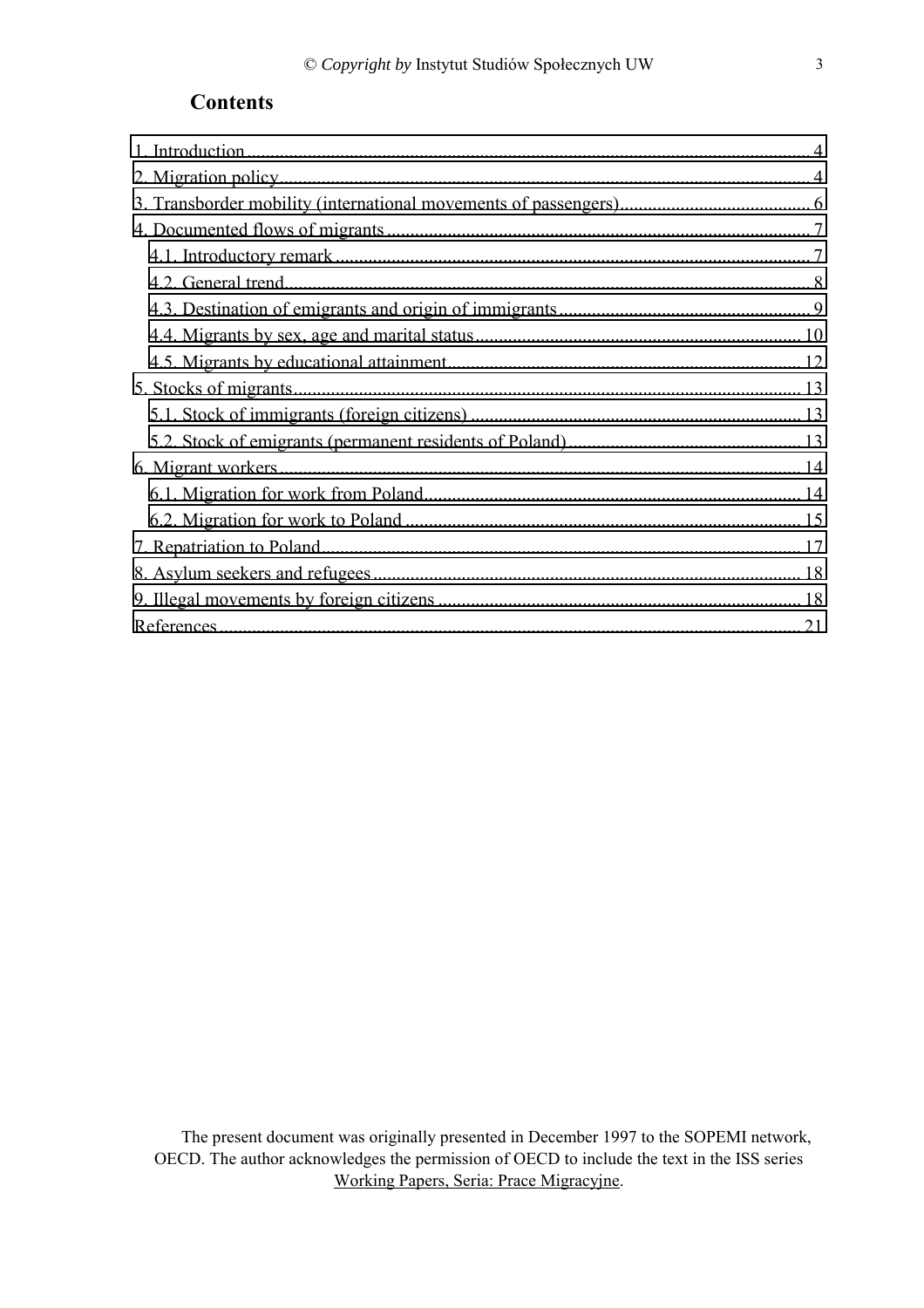## Contents

1. Introduction ........................................................................................................................ 4
2. Migration policy................................................................................................................. 4
3. Transborder mobility (international movements of passengers)......................................... 6
4. Documented flows of migrants ........................................................................................... 7
   - 4.1. Introductory remark .................................................................................................... 7
   - 4.2. General trend............................................................................................................... 8
   - 4.3. Destination of emigrants and origin of immigrants..................................................... 9
   - 4.4. Migrants by sex, age and marital status..................................................................... 10
   - 4.5. Migrants by educational attainment........................................................................... 12
5. Stocks of migrants............................................................................................................. 13
   - 5.1. Stock of immigrants (foreign citizens) ...................................................................... 13
   - 5.2. Stock of emigrants (permanent residents of Poland) ................................................. 13
6. Migrant workers................................................................................................................ 14
   - 6.1. Migration for work from Poland................................................................................ 14
   - 6.2. Migration for work to Poland .................................................................................... 15
7. Repatriation to Poland....................................................................................................... 17
8. Asylum seekers and refugees ............................................................................................ 18
9. Illegal movements by foreign citizens .............................................................................. 18

References ............................................................................................................................. 21

The present document was originally presented in December 1997 to the SOPEMI network, OECD. The author acknowledges the permission of OECD to include the text in the ISS series Working Papers, Seria: Prace Migracyjne.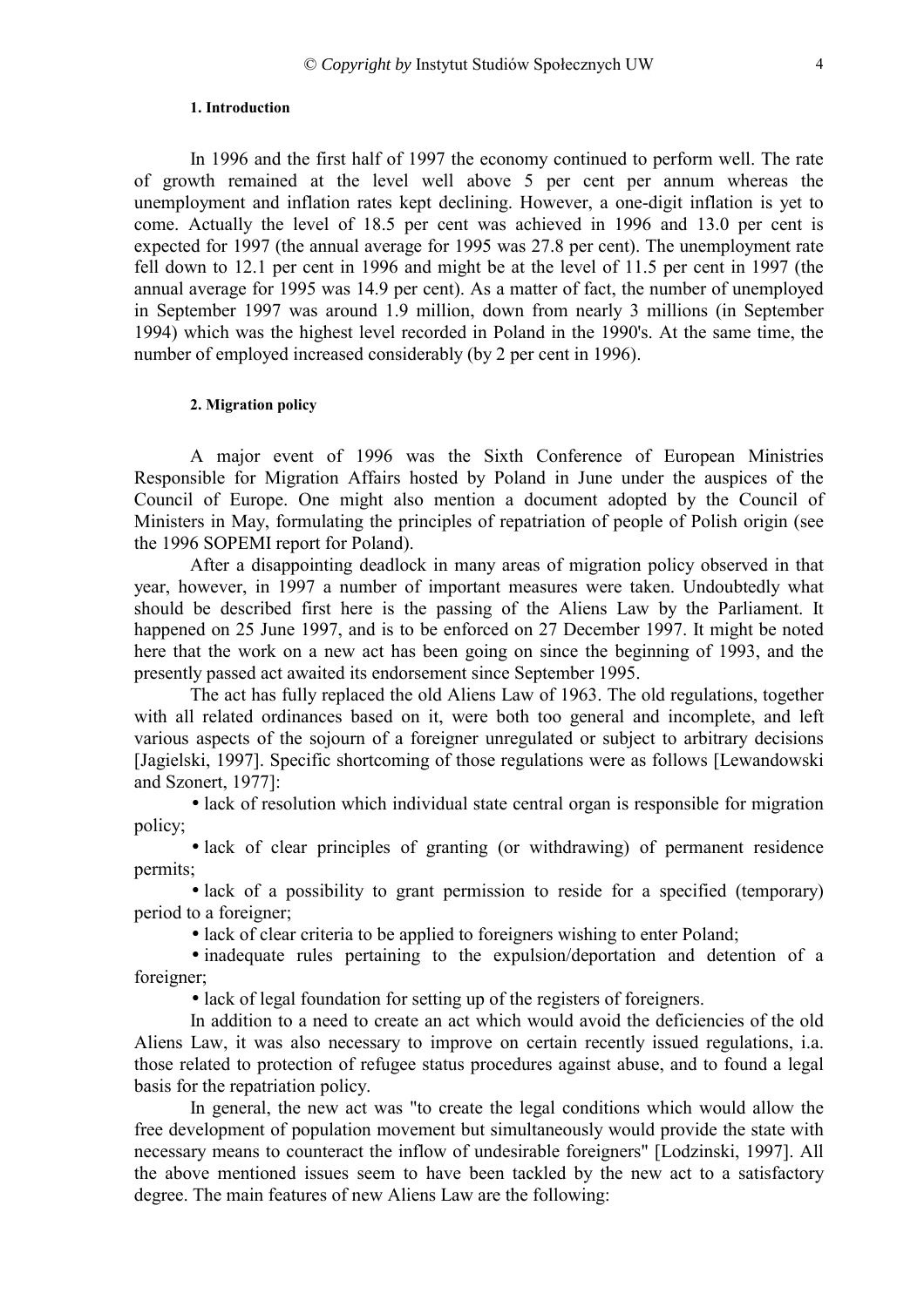### 1. Introduction

In 1996 and the first half of 1997 the economy continued to perform well. The rate of growth remained at the level well above 5 per cent per annum whereas the unemployment and inflation rates kept declining. However, a one-digit inflation is yet to come. Actually the level of 18.5 per cent was achieved in 1996 and 13.0 per cent is expected for 1997 (the annual average for 1995 was 27.8 per cent). The unemployment rate fell down to 12.1 per cent in 1996 and might be at the level of 11.5 per cent in 1997 (the annual average for 1995 was 14.9 per cent). As a matter of fact, the number of unemployed in September 1997 was around 1.9 million, down from nearly 3 millions (in September 1994) which was the highest level recorded in Poland in the 1990's. At the same time, the number of employed increased considerably (by 2 per cent in 1996).

### 2. Migration policy

A major event of 1996 was the Sixth Conference of European Ministries Responsible for Migration Affairs hosted by Poland in June under the auspices of the Council of Europe. One might also mention a document adopted by the Council of Ministers in May, formulating the principles of repatriation of people of Polish origin (see the 1996 SOPEMI report for Poland).

After a disappointing deadlock in many areas of migration policy observed in that year, however, in 1997 a number of important measures were taken. Undoubtedly what should be described first here is the passing of the Aliens Law by the Parliament. It happened on 25 June 1997, and is to be enforced on 27 December 1997. It might be noted here that the work on a new act has been going on since the beginning of 1993, and the presently passed act awaited its endorsement since September 1995.

The act has fully replaced the old Aliens Law of 1963. The old regulations, together with all related ordinances based on it, were both too general and incomplete, and left various aspects of the sojourn of a foreigner unregulated or subject to arbitrary decisions [Jagielski, 1997]. Specific shortcoming of those regulations were as follows [Lewandowski and Szonert, 1977]:

- lack of resolution which individual state central organ is responsible for migration policy;
- lack of clear principles of granting (or withdrawing) of permanent residence permits;
- lack of a possibility to grant permission to reside for a specified (temporary) period to a foreigner;
- lack of clear criteria to be applied to foreigners wishing to enter Poland;
- inadequate rules pertaining to the expulsion/deportation and detention of a foreigner;
- lack of legal foundation for setting up of the registers of foreigners.

In addition to a need to create an act which would avoid the deficiencies of the old Aliens Law, it was also necessary to improve on certain recently issued regulations, i.a. those related to protection of refugee status procedures against abuse, and to found a legal basis for the repatriation policy.

In general, the new act was "to create the legal conditions which would allow the free development of population movement but simultaneously would provide the state with necessary means to counteract the inflow of undesirable foreigners" [Lodzinski, 1997]. All the above mentioned issues seem to have been tackled by the new act to a satisfactory degree. The main features of new Aliens Law are the following: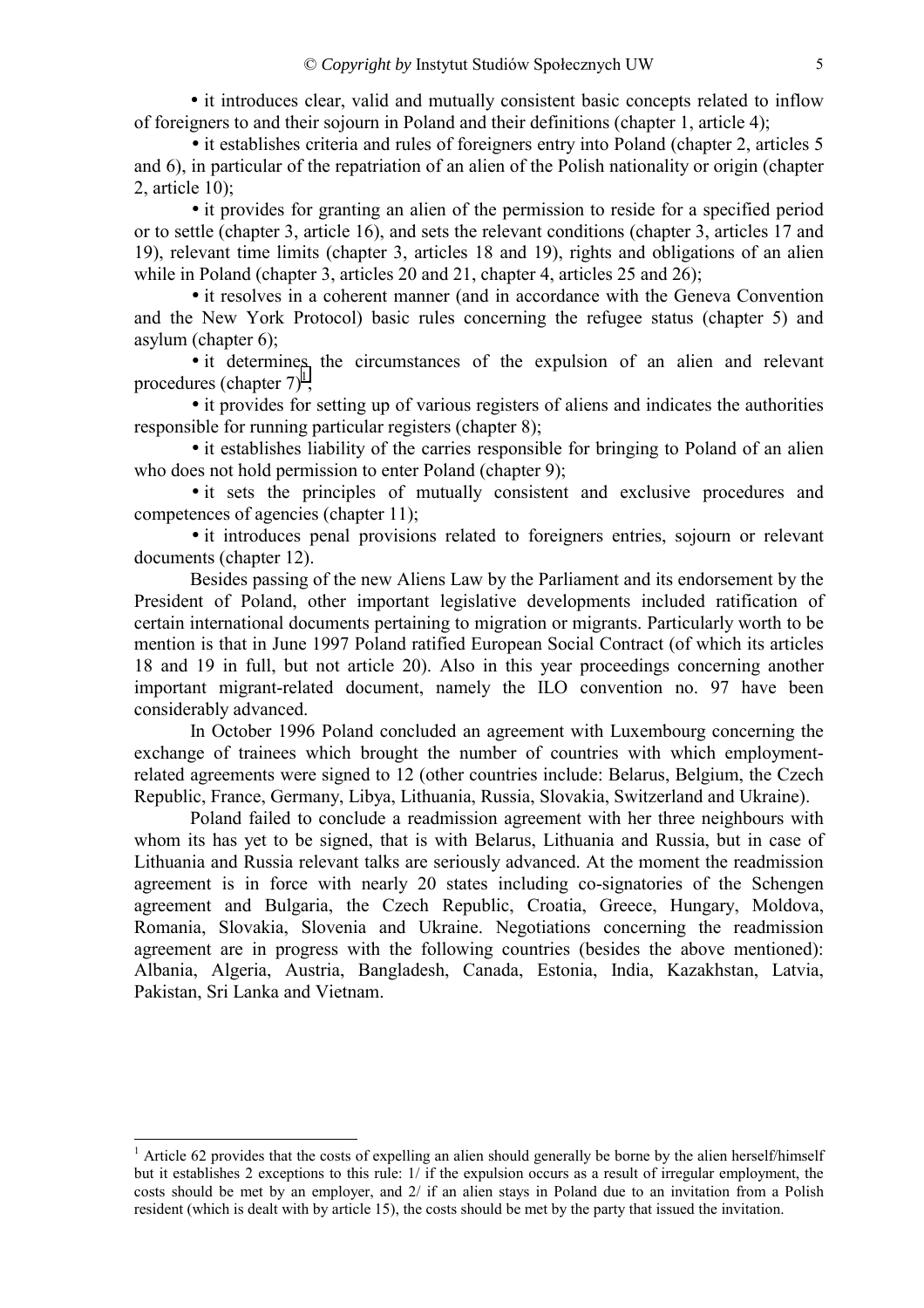• it introduces clear, valid and mutually consistent basic concepts related to inflow of foreigners to and their sojourn in Poland and their definitions (chapter 1, article 4);

• it establishes criteria and rules of foreigners entry into Poland (chapter 2, articles 5 and 6), in particular of the repatriation of an alien of the Polish nationality or origin (chapter 2, article 10);

• it provides for granting an alien of the permission to reside for a specified period or to settle (chapter 3, article 16), and sets the relevant conditions (chapter 3, articles 17 and 19), relevant time limits (chapter 3, articles 18 and 19), rights and obligations of an alien while in Poland (chapter 3, articles 20 and 21, chapter 4, articles 25 and 26);

• it resolves in a coherent manner (and in accordance with the Geneva Convention and the New York Protocol) basic rules concerning the refugee status (chapter 5) and asylum (chapter 6);

• it determines the circumstances of the expulsion of an alien and relevant procedures (chapter 7)[1];

• it provides for setting up of various registers of aliens and indicates the authorities responsible for running particular registers (chapter 8);

• it establishes liability of the carries responsible for bringing to Poland of an alien who does not hold permission to enter Poland (chapter 9);

• it sets the principles of mutually consistent and exclusive procedures and competences of agencies (chapter 11);

• it introduces penal provisions related to foreigners entries, sojourn or relevant documents (chapter 12).

Besides passing of the new Aliens Law by the Parliament and its endorsement by the President of Poland, other important legislative developments included ratification of certain international documents pertaining to migration or migrants. Particularly worth to be mention is that in June 1997 Poland ratified European Social Contract (of which its articles 18 and 19 in full, but not article 20). Also in this year proceedings concerning another important migrant-related document, namely the ILO convention no. 97 have been considerably advanced.

In October 1996 Poland concluded an agreement with Luxembourg concerning the exchange of trainees which brought the number of countries with which employment-related agreements were signed to 12 (other countries include: Belarus, Belgium, the Czech Republic, France, Germany, Libya, Lithuania, Russia, Slovakia, Switzerland and Ukraine).

Poland failed to conclude a readmission agreement with her three neighbours with whom its has yet to be signed, that is with Belarus, Lithuania and Russia, but in case of Lithuania and Russia relevant talks are seriously advanced. At the moment the readmission agreement is in force with nearly 20 states including co-signatories of the Schengen agreement and Bulgaria, the Czech Republic, Croatia, Greece, Hungary, Moldova, Romania, Slovakia, Slovenia and Ukraine. Negotiations concerning the readmission agreement are in progress with the following countries (besides the above mentioned): Albania, Algeria, Austria, Bangladesh, Canada, Estonia, India, Kazakhstan, Latvia, Pakistan, Sri Lanka and Vietnam.

---

[1] Article 62 provides that the costs of expelling an alien should generally be borne by the alien herself/himself but it establishes 2 exceptions to this rule: 1/ if the expulsion occurs as a result of irregular employment, the costs should be met by an employer, and 2/ if an alien stays in Poland due to an invitation from a Polish resident (which is dealt with by article 15), the costs should be met by the party that issued the invitation.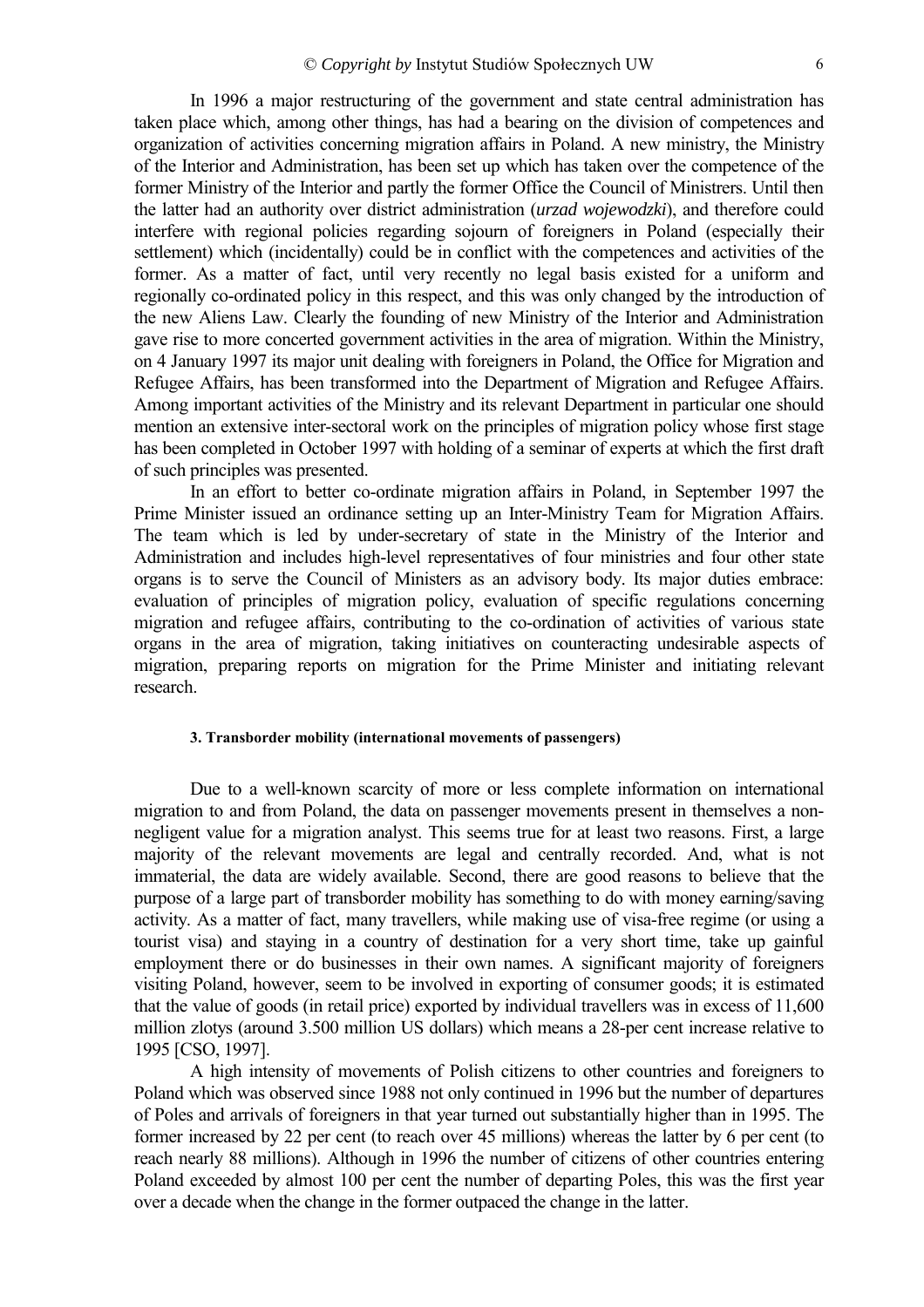In 1996 a major restructuring of the government and state central administration has taken place which, among other things, has had a bearing on the division of competences and organization of activities concerning migration affairs in Poland. A new ministry, the Ministry of the Interior and Administration, has been set up which has taken over the competence of the former Ministry of the Interior and partly the former Office the Council of Ministrers. Until then the latter had an authority over district administration (*urzad wojewodzki*), and therefore could interfere with regional policies regarding sojourn of foreigners in Poland (especially their settlement) which (incidentally) could be in conflict with the competences and activities of the former. As a matter of fact, until very recently no legal basis existed for a uniform and regionally co-ordinated policy in this respect, and this was only changed by the introduction of the new Aliens Law. Clearly the founding of new Ministry of the Interior and Administration gave rise to more concerted government activities in the area of migration. Within the Ministry, on 4 January 1997 its major unit dealing with foreigners in Poland, the Office for Migration and Refugee Affairs, has been transformed into the Department of Migration and Refugee Affairs. Among important activities of the Ministry and its relevant Department in particular one should mention an extensive inter-sectoral work on the principles of migration policy whose first stage has been completed in October 1997 with holding of a seminar of experts at which the first draft of such principles was presented.

In an effort to better co-ordinate migration affairs in Poland, in September 1997 the Prime Minister issued an ordinance setting up an Inter-Ministry Team for Migration Affairs. The team which is led by under-secretary of state in the Ministry of the Interior and Administration and includes high-level representatives of four ministries and four other state organs is to serve the Council of Ministers as an advisory body. Its major duties embrace: evaluation of principles of migration policy, evaluation of specific regulations concerning migration and refugee affairs, contributing to the co-ordination of activities of various state organs in the area of migration, taking initiatives on counteracting undesirable aspects of migration, preparing reports on migration for the Prime Minister and initiating relevant research.

#### 3. Transborder mobility (international movements of passengers)

Due to a well-known scarcity of more or less complete information on international migration to and from Poland, the data on passenger movements present in themselves a non-negligent value for a migration analyst. This seems true for at least two reasons. First, a large majority of the relevant movements are legal and centrally recorded. And, what is not immaterial, the data are widely available. Second, there are good reasons to believe that the purpose of a large part of transborder mobility has something to do with money earning/saving activity. As a matter of fact, many travellers, while making use of visa-free regime (or using a tourist visa) and staying in a country of destination for a very short time, take up gainful employment there or do businesses in their own names. A significant majority of foreigners visiting Poland, however, seem to be involved in exporting of consumer goods; it is estimated that the value of goods (in retail price) exported by individual travellers was in excess of 11,600 million zlotys (around 3.500 million US dollars) which means a 28-per cent increase relative to 1995 [CSO, 1997].

A high intensity of movements of Polish citizens to other countries and foreigners to Poland which was observed since 1988 not only continued in 1996 but the number of departures of Poles and arrivals of foreigners in that year turned out substantially higher than in 1995. The former increased by 22 per cent (to reach over 45 millions) whereas the latter by 6 per cent (to reach nearly 88 millions). Although in 1996 the number of citizens of other countries entering Poland exceeded by almost 100 per cent the number of departing Poles, this was the first year over a decade when the change in the former outpaced the change in the latter.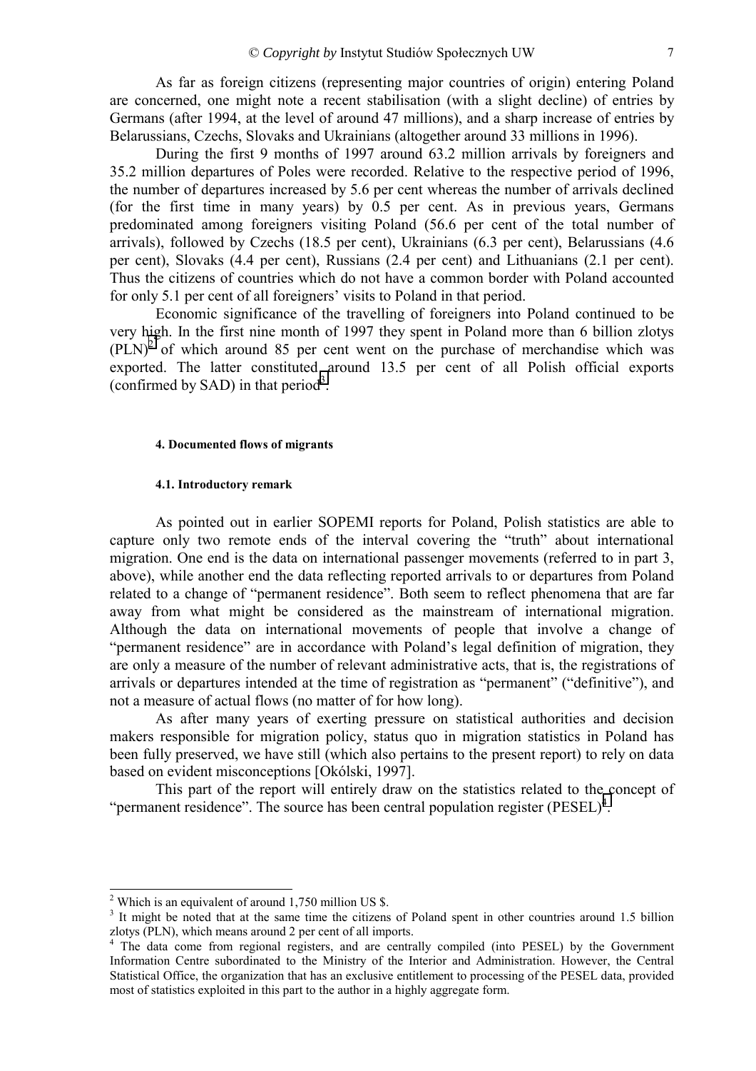As far as foreign citizens (representing major countries of origin) entering Poland are concerned, one might note a recent stabilisation (with a slight decline) of entries by Germans (after 1994, at the level of around 47 millions), and a sharp increase of entries by Belarussians, Czechs, Slovaks and Ukrainians (altogether around 33 millions in 1996).

During the first 9 months of 1997 around 63.2 million arrivals by foreigners and 35.2 million departures of Poles were recorded. Relative to the respective period of 1996, the number of departures increased by 5.6 per cent whereas the number of arrivals declined (for the first time in many years) by 0.5 per cent. As in previous years, Germans predominated among foreigners visiting Poland (56.6 per cent of the total number of arrivals), followed by Czechs (18.5 per cent), Ukrainians (6.3 per cent), Belarussians (4.6 per cent), Slovaks (4.4 per cent), Russians (2.4 per cent) and Lithuanians (2.1 per cent). Thus the citizens of countries which do not have a common border with Poland accounted for only 5.1 per cent of all foreigners' visits to Poland in that period.

Economic significance of the travelling of foreigners into Poland continued to be very high. In the first nine month of 1997 they spent in Poland more than 6 billion zlotys (PLN)[2] of which around 85 per cent went on the purchase of merchandise which was exported. The latter constituted around 13.5 per cent of all Polish official exports (confirmed by SAD) in that period[3].

#### 4. Documented flows of migrants

#### 4.1. Introductory remark

As pointed out in earlier SOPEMI reports for Poland, Polish statistics are able to capture only two remote ends of the interval covering the "truth" about international migration. One end is the data on international passenger movements (referred to in part 3, above), while another end the data reflecting reported arrivals to or departures from Poland related to a change of "permanent residence". Both seem to reflect phenomena that are far away from what might be considered as the mainstream of international migration. Although the data on international movements of people that involve a change of "permanent residence" are in accordance with Poland's legal definition of migration, they are only a measure of the number of relevant administrative acts, that is, the registrations of arrivals or departures intended at the time of registration as "permanent" ("definitive"), and not a measure of actual flows (no matter of for how long).

As after many years of exerting pressure on statistical authorities and decision makers responsible for migration policy, status quo in migration statistics in Poland has been fully preserved, we have still (which also pertains to the present report) to rely on data based on evident misconceptions [Okólski, 1997].

This part of the report will entirely draw on the statistics related to the concept of "permanent residence". The source has been central population register (PESEL)[4].

---

[2] Which is an equivalent of around 1,750 million US $.

[3] It might be noted that at the same time the citizens of Poland spent in other countries around 1.5 billion zlotys (PLN), which means around 2 per cent of all imports.

[4] The data come from regional registers, and are centrally compiled (into PESEL) by the Government Information Centre subordinated to the Ministry of the Interior and Administration. However, the Central Statistical Office, the organization that has an exclusive entitlement to processing of the PESEL data, provided most of statistics exploited in this part to the author in a highly aggregate form.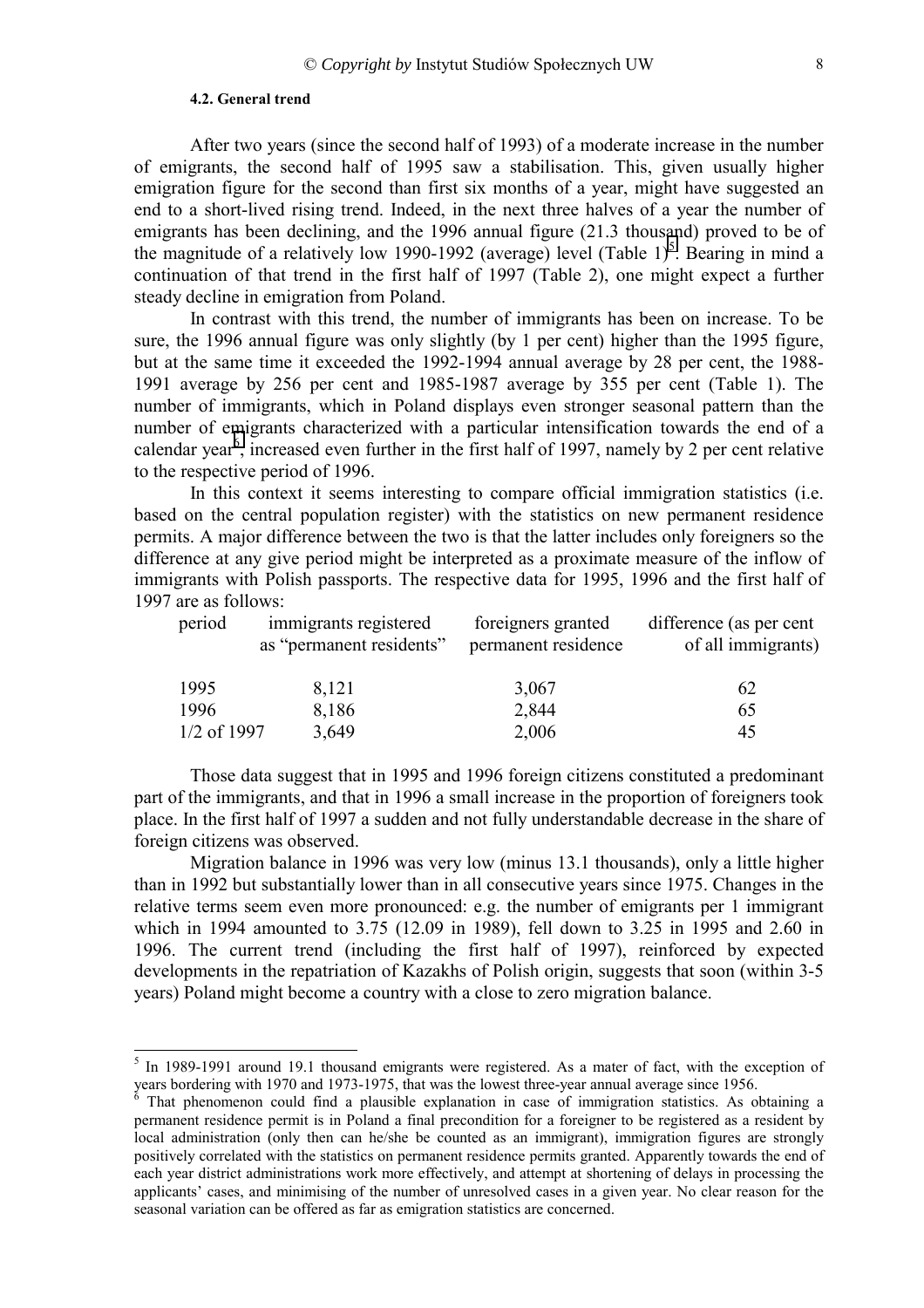#### 4.2. General trend

After two years (since the second half of 1993) of a moderate increase in the number of emigrants, the second half of 1995 saw a stabilisation. This, given usually higher emigration figure for the second than first six months of a year, might have suggested an end to a short-lived rising trend. Indeed, in the next three halves of a year the number of emigrants has been declining, and the 1996 annual figure (21.3 thousand) proved to be of the magnitude of a relatively low 1990-1992 (average) level (Table 1)[5]. Bearing in mind a continuation of that trend in the first half of 1997 (Table 2), one might expect a further steady decline in emigration from Poland.

In contrast with this trend, the number of immigrants has been on increase. To be sure, the 1996 annual figure was only slightly (by 1 per cent) higher than the 1995 figure, but at the same time it exceeded the 1992-1994 annual average by 28 per cent, the 1988-1991 average by 256 per cent and 1985-1987 average by 355 per cent (Table 1). The number of immigrants, which in Poland displays even stronger seasonal pattern than the number of emigrants characterized with a particular intensification towards the end of a calendar year[6], increased even further in the first half of 1997, namely by 2 per cent relative to the respective period of 1996.

In this context it seems interesting to compare official immigration statistics (i.e. based on the central population register) with the statistics on new permanent residence permits. A major difference between the two is that the latter includes only foreigners so the difference at any give period might be interpreted as a proximate measure of the inflow of immigrants with Polish passports. The respective data for 1995, 1996 and the first half of 1997 are as follows:

| period | immigrants registered as "permanent residents" | foreigners granted permanent residence | difference (as per cent of all immigrants) |
|---|---|---|---|
| 1995 | 8,121 | 3,067 | 62 |
| 1996 | 8,186 | 2,844 | 65 |
| 1/2 of 1997 | 3,649 | 2,006 | 45 |

Those data suggest that in 1995 and 1996 foreign citizens constituted a predominant part of the immigrants, and that in 1996 a small increase in the proportion of foreigners took place. In the first half of 1997 a sudden and not fully understandable decrease in the share of foreign citizens was observed.

Migration balance in 1996 was very low (minus 13.1 thousands), only a little higher than in 1992 but substantially lower than in all consecutive years since 1975. Changes in the relative terms seem even more pronounced: e.g. the number of emigrants per 1 immigrant which in 1994 amounted to 3.75 (12.09 in 1989), fell down to 3.25 in 1995 and 2.60 in 1996. The current trend (including the first half of 1997), reinforced by expected developments in the repatriation of Kazakhs of Polish origin, suggests that soon (within 3-5 years) Poland might become a country with a close to zero migration balance.

---

[5] In 1989-1991 around 19.1 thousand emigrants were registered. As a mater of fact, with the exception of years bordering with 1970 and 1973-1975, that was the lowest three-year annual average since 1956.

[6] That phenomenon could find a plausible explanation in case of immigration statistics. As obtaining a permanent residence permit is in Poland a final precondition for a foreigner to be registered as a resident by local administration (only then can he/she be counted as an immigrant), immigration figures are strongly positively correlated with the statistics on permanent residence permits granted. Apparently towards the end of each year district administrations work more effectively, and attempt at shortening of delays in processing the applicants' cases, and minimising of the number of unresolved cases in a given year. No clear reason for the seasonal variation can be offered as far as emigration statistics are concerned.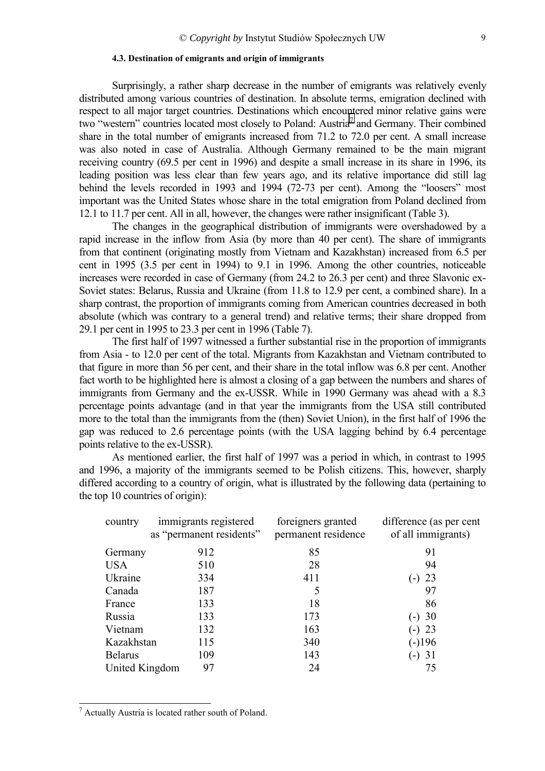#### 4.3. Destination of emigrants and origin of immigrants

Surprisingly, a rather sharp decrease in the number of emigrants was relatively evenly distributed among various countries of destination. In absolute terms, emigration declined with respect to all major target countries. Destinations which encountered minor relative gains were two "western" countries located most closely to Poland: Austria[7] and Germany. Their combined share in the total number of emigrants increased from 71.2 to 72.0 per cent. A small increase was also noted in case of Australia. Although Germany remained to be the main migrant receiving country (69.5 per cent in 1996) and despite a small increase in its share in 1996, its leading position was less clear than few years ago, and its relative importance did still lag behind the levels recorded in 1993 and 1994 (72-73 per cent). Among the "loosers" most important was the United States whose share in the total emigration from Poland declined from 12.1 to 11.7 per cent. All in all, however, the changes were rather insignificant (Table 3).

The changes in the geographical distribution of immigrants were overshadowed by a rapid increase in the inflow from Asia (by more than 40 per cent). The share of immigrants from that continent (originating mostly from Vietnam and Kazakhstan) increased from 6.5 per cent in 1995 (3.5 per cent in 1994) to 9.1 in 1996. Among the other countries, noticeable increases were recorded in case of Germany (from 24.2 to 26.3 per cent) and three Slavonic ex-Soviet states: Belarus, Russia and Ukraine (from 11.8 to 12.9 per cent, a combined share). In a sharp contrast, the proportion of immigrants coming from American countries decreased in both absolute (which was contrary to a general trend) and relative terms; their share dropped from 29.1 per cent in 1995 to 23.3 per cent in 1996 (Table 7).

The first half of 1997 witnessed a further substantial rise in the proportion of immigrants from Asia - to 12.0 per cent of the total. Migrants from Kazakhstan and Vietnam contributed to that figure in more than 56 per cent, and their share in the total inflow was 6.8 per cent. Another fact worth to be highlighted here is almost a closing of a gap between the numbers and shares of immigrants from Germany and the ex-USSR. While in 1990 Germany was ahead with a 8.3 percentage points advantage (and in that year the immigrants from the USA still contributed more to the total than the immigrants from the (then) Soviet Union), in the first half of 1996 the gap was reduced to 2.6 percentage points (with the USA lagging behind by 6.4 percentage points relative to the ex-USSR).

As mentioned earlier, the first half of 1997 was a period in which, in contrast to 1995 and 1996, a majority of the immigrants seemed to be Polish citizens. This, however, sharply differed according to a country of origin, what is illustrated by the following data (pertaining to the top 10 countries of origin):

| country | immigrants registered as "permanent residents" | foreigners granted permanent residence | difference (as per cent of all immigrants) |
|---|---|---|---|
| Germany | 912 | 85 | 91 |
| USA | 510 | 28 | 94 |
| Ukraine | 334 | 411 | (-) 23 |
| Canada | 187 | 5 | 97 |
| France | 133 | 18 | 86 |
| Russia | 133 | 173 | (-) 30 |
| Vietnam | 132 | 163 | (-) 23 |
| Kazakhstan | 115 | 340 | (-)196 |
| Belarus | 109 | 143 | (-) 31 |
| United Kingdom | 97 | 24 | 75 |

[7] Actually Austria is located rather south of Poland.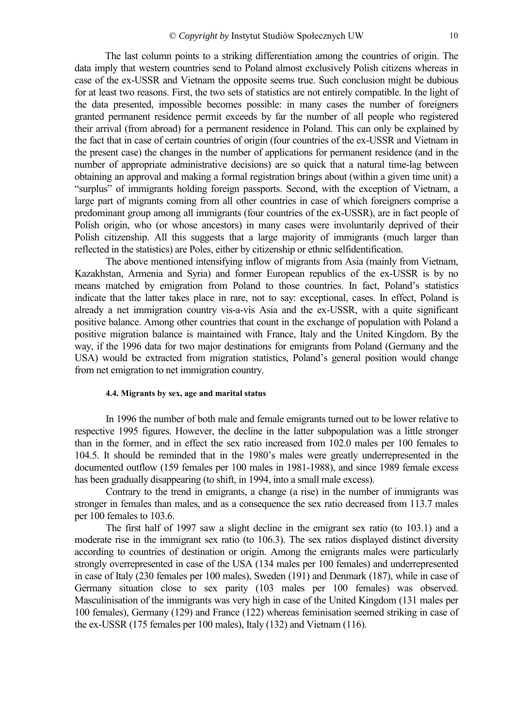The last column points to a striking differentiation among the countries of origin. The data imply that western countries send to Poland almost exclusively Polish citizens whereas in case of the ex-USSR and Vietnam the opposite seems true. Such conclusion might be dubious for at least two reasons. First, the two sets of statistics are not entirely compatible. In the light of the data presented, impossible becomes possible: in many cases the number of foreigners granted permanent residence permit exceeds by far the number of all people who registered their arrival (from abroad) for a permanent residence in Poland. This can only be explained by the fact that in case of certain countries of origin (four countries of the ex-USSR and Vietnam in the present case) the changes in the number of applications for permanent residence (and in the number of appropriate administrative decisions) are so quick that a natural time-lag between obtaining an approval and making a formal registration brings about (within a given time unit) a "surplus" of immigrants holding foreign passports. Second, with the exception of Vietnam, a large part of migrants coming from all other countries in case of which foreigners comprise a predominant group among all immigrants (four countries of the ex-USSR), are in fact people of Polish origin, who (or whose ancestors) in many cases were involuntarily deprived of their Polish citizenship. All this suggests that a large majority of immigrants (much larger than reflected in the statistics) are Poles, either by citizenship or ethnic selfidentification.

The above mentioned intensifying inflow of migrants from Asia (mainly from Vietnam, Kazakhstan, Armenia and Syria) and former European republics of the ex-USSR is by no means matched by emigration from Poland to those countries. In fact, Poland's statistics indicate that the latter takes place in rare, not to say: exceptional, cases. In effect, Poland is already a net immigration country vis-a-vis Asia and the ex-USSR, with a quite significant positive balance. Among other countries that count in the exchange of population with Poland a positive migration balance is maintained with France, Italy and the United Kingdom. By the way, if the 1996 data for two major destinations for emigrants from Poland (Germany and the USA) would be extracted from migration statistics, Poland's general position would change from net emigration to net immigration country.

#### 4.4. Migrants by sex, age and marital status

In 1996 the number of both male and female emigrants turned out to be lower relative to respective 1995 figures. However, the decline in the latter subpopulation was a little stronger than in the former, and in effect the sex ratio increased from 102.0 males per 100 females to 104.5. It should be reminded that in the 1980's males were greatly underrepresented in the documented outflow (159 females per 100 males in 1981-1988), and since 1989 female excess has been gradually disappearing (to shift, in 1994, into a small male excess).

Contrary to the trend in emigrants, a change (a rise) in the number of immigrants was stronger in females than males, and as a consequence the sex ratio decreased from 113.7 males per 100 females to 103.6.

The first half of 1997 saw a slight decline in the emigrant sex ratio (to 103.1) and a moderate rise in the immigrant sex ratio (to 106.3). The sex ratios displayed distinct diversity according to countries of destination or origin. Among the emigrants males were particularly strongly overrepresented in case of the USA (134 males per 100 females) and underrepresented in case of Italy (230 females per 100 males), Sweden (191) and Denmark (187), while in case of Germany situation close to sex parity (103 males per 100 females) was observed. Masculinisation of the immigrants was very high in case of the United Kingdom (131 males per 100 females), Germany (129) and France (122) whereas feminisation seemed striking in case of the ex-USSR (175 females per 100 males), Italy (132) and Vietnam (116).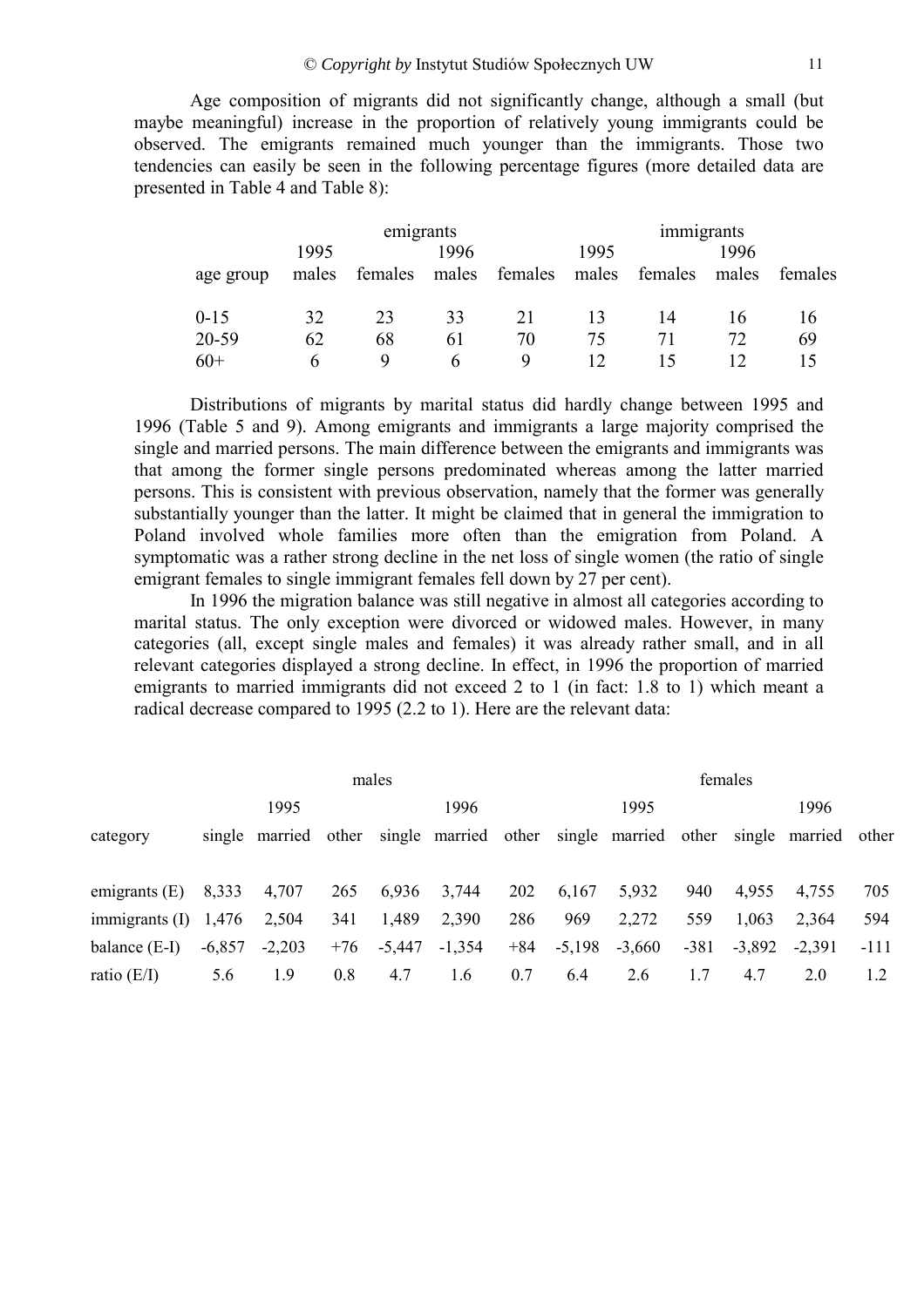Age composition of migrants did not significantly change, although a small (but maybe meaningful) increase in the proportion of relatively young immigrants could be observed. The emigrants remained much younger than the immigrants. Those two tendencies can easily be seen in the following percentage figures (more detailed data are presented in Table 4 and Table 8):

| | emigrants | | | | immigrants | | | |
|---|---|---|---|---|---|---|---|---|
| | 1995 | | 1996 | | 1995 | | 1996 | |
| age group | males | females | males | females | males | females | males | females |
| 0-15 | 32 | 23 | 33 | 21 | 13 | 14 | 16 | 16 |
| 20-59 | 62 | 68 | 61 | 70 | 75 | 71 | 72 | 69 |
| 60+ | 6 | 9 | 6 | 9 | 12 | 15 | 12 | 15 |

Distributions of migrants by marital status did hardly change between 1995 and 1996 (Table 5 and 9). Among emigrants and immigrants a large majority comprised the single and married persons. The main difference between the emigrants and immigrants was that among the former single persons predominated whereas among the latter married persons. This is consistent with previous observation, namely that the former was generally substantially younger than the latter. It might be claimed that in general the immigration to Poland involved whole families more often than the emigration from Poland. A symptomatic was a rather strong decline in the net loss of single women (the ratio of single emigrant females to single immigrant females fell down by 27 per cent).

In 1996 the migration balance was still negative in almost all categories according to marital status. The only exception were divorced or widowed males. However, in many categories (all, except single males and females) it was already rather small, and in all relevant categories displayed a strong decline. In effect, in 1996 the proportion of married emigrants to married immigrants did not exceed 2 to 1 (in fact: 1.8 to 1) which meant a radical decrease compared to 1995 (2.2 to 1). Here are the relevant data:

| | males | | | | | | females | | | | | |
|---|---|---|---|---|---|---|---|---|---|---|---|---|
| | 1995 | | | 1996 | | | 1995 | | | 1996 | | |
| category | single | married | other | single | married | other | single | married | other | single | married | other |
| emigrants (E) | 8,333 | 4,707 | 265 | 6,936 | 3,744 | 202 | 6,167 | 5,932 | 940 | 4,955 | 4,755 | 705 |
| immigrants (I) | 1,476 | 2,504 | 341 | 1,489 | 2,390 | 286 | 969 | 2,272 | 559 | 1,063 | 2,364 | 594 |
| balance (E-I) | -6,857 | -2,203 | +76 | -5,447 | -1,354 | +84 | -5,198 | -3,660 | -381 | -3,892 | -2,391 | -111 |
| ratio (E/I) | 5.6 | 1.9 | 0.8 | 4.7 | 1.6 | 0.7 | 6.4 | 2.6 | 1.7 | 4.7 | 2.0 | 1.2 |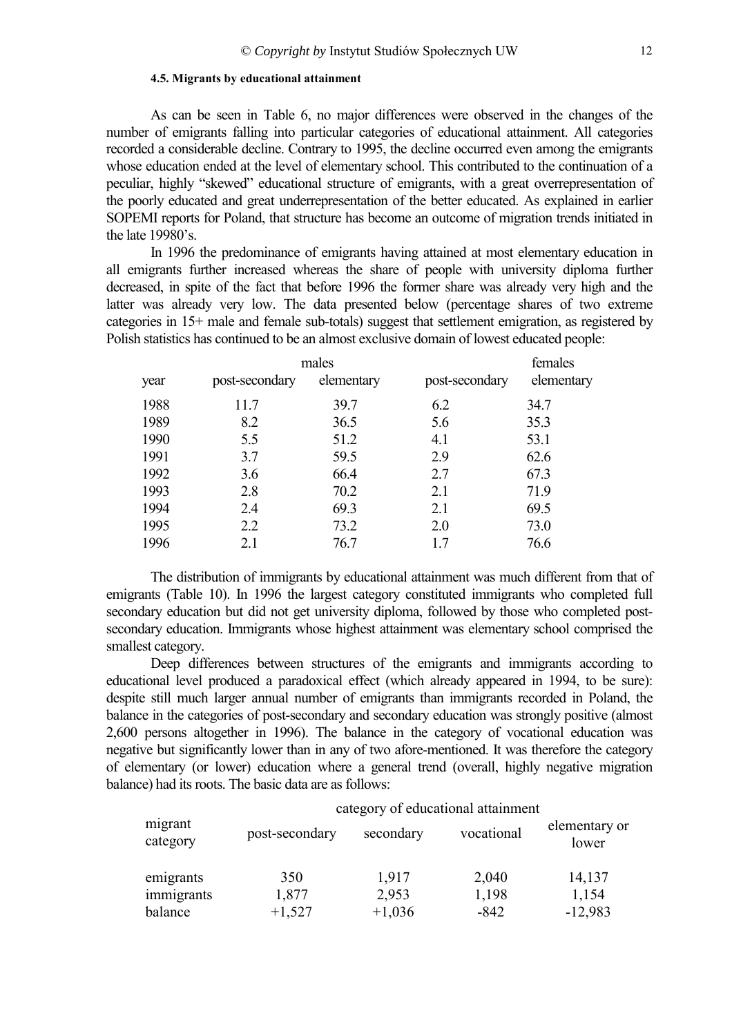#### 4.5. Migrants by educational attainment

As can be seen in Table 6, no major differences were observed in the changes of the number of emigrants falling into particular categories of educational attainment. All categories recorded a considerable decline. Contrary to 1995, the decline occurred even among the emigrants whose education ended at the level of elementary school. This contributed to the continuation of a peculiar, highly "skewed" educational structure of emigrants, with a great overrepresentation of the poorly educated and great underrepresentation of the better educated. As explained in earlier SOPEMI reports for Poland, that structure has become an outcome of migration trends initiated in the late 19980's.

In 1996 the predominance of emigrants having attained at most elementary education in all emigrants further increased whereas the share of people with university diploma further decreased, in spite of the fact that before 1996 the former share was already very high and the latter was already very low. The data presented below (percentage shares of two extreme categories in 15+ male and female sub-totals) suggest that settlement emigration, as registered by Polish statistics has continued to be an almost exclusive domain of lowest educated people:

| year | males | | females | |
|---|---|---|---|---|
| | post-secondary | elementary | post-secondary | elementary |
| 1988 | 11.7 | 39.7 | 6.2 | 34.7 |
| 1989 | 8.2 | 36.5 | 5.6 | 35.3 |
| 1990 | 5.5 | 51.2 | 4.1 | 53.1 |
| 1991 | 3.7 | 59.5 | 2.9 | 62.6 |
| 1992 | 3.6 | 66.4 | 2.7 | 67.3 |
| 1993 | 2.8 | 70.2 | 2.1 | 71.9 |
| 1994 | 2.4 | 69.3 | 2.1 | 69.5 |
| 1995 | 2.2 | 73.2 | 2.0 | 73.0 |
| 1996 | 2.1 | 76.7 | 1.7 | 76.6 |

The distribution of immigrants by educational attainment was much different from that of emigrants (Table 10). In 1996 the largest category constituted immigrants who completed full secondary education but did not get university diploma, followed by those who completed post-secondary education. Immigrants whose highest attainment was elementary school comprised the smallest category.

Deep differences between structures of the emigrants and immigrants according to educational level produced a paradoxical effect (which already appeared in 1994, to be sure): despite still much larger annual number of emigrants than immigrants recorded in Poland, the balance in the categories of post-secondary and secondary education was strongly positive (almost 2,600 persons altogether in 1996). The balance in the category of vocational education was negative but significantly lower than in any of two afore-mentioned. It was therefore the category of elementary (or lower) education where a general trend (overall, highly negative migration balance) had its roots. The basic data are as follows:

| migrant category | category of educational attainment | | | |
|---|---|---|---|---|
| | post-secondary | secondary | vocational | elementary or lower |
| emigrants | 350 | 1,917 | 2,040 | 14,137 |
| immigrants | 1,877 | 2,953 | 1,198 | 1,154 |
| balance | +1,527 | +1,036 | -842 | -12,983 |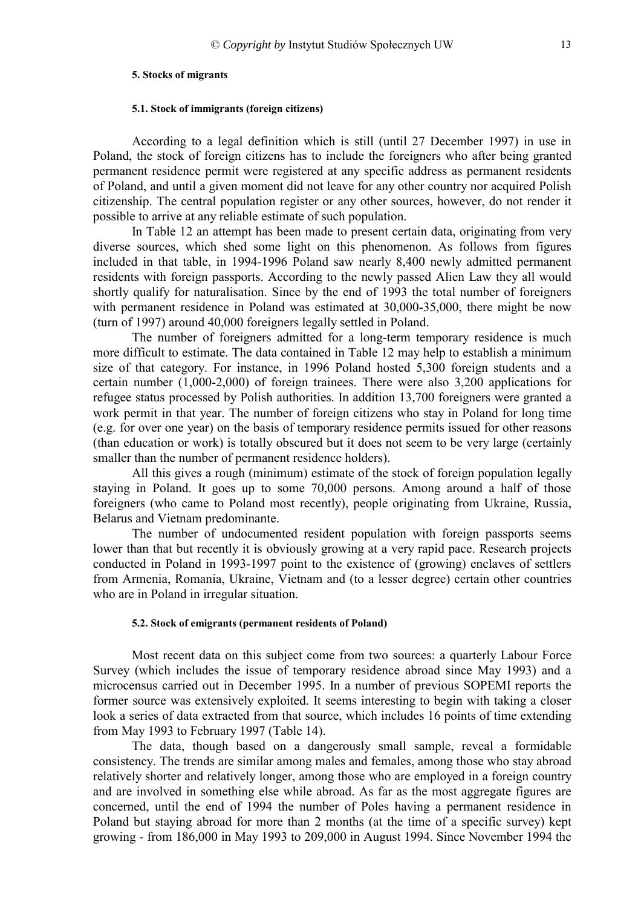### 5. Stocks of migrants

#### 5.1. Stock of immigrants (foreign citizens)

According to a legal definition which is still (until 27 December 1997) in use in Poland, the stock of foreign citizens has to include the foreigners who after being granted permanent residence permit were registered at any specific address as permanent residents of Poland, and until a given moment did not leave for any other country nor acquired Polish citizenship. The central population register or any other sources, however, do not render it possible to arrive at any reliable estimate of such population.

In Table 12 an attempt has been made to present certain data, originating from very diverse sources, which shed some light on this phenomenon. As follows from figures included in that table, in 1994-1996 Poland saw nearly 8,400 newly admitted permanent residents with foreign passports. According to the newly passed Alien Law they all would shortly qualify for naturalisation. Since by the end of 1993 the total number of foreigners with permanent residence in Poland was estimated at 30,000-35,000, there might be now (turn of 1997) around 40,000 foreigners legally settled in Poland.

The number of foreigners admitted for a long-term temporary residence is much more difficult to estimate. The data contained in Table 12 may help to establish a minimum size of that category. For instance, in 1996 Poland hosted 5,300 foreign students and a certain number (1,000-2,000) of foreign trainees. There were also 3,200 applications for refugee status processed by Polish authorities. In addition 13,700 foreigners were granted a work permit in that year. The number of foreign citizens who stay in Poland for long time (e.g. for over one year) on the basis of temporary residence permits issued for other reasons (than education or work) is totally obscured but it does not seem to be very large (certainly smaller than the number of permanent residence holders).

All this gives a rough (minimum) estimate of the stock of foreign population legally staying in Poland. It goes up to some 70,000 persons. Among around a half of those foreigners (who came to Poland most recently), people originating from Ukraine, Russia, Belarus and Vietnam predominante.

The number of undocumented resident population with foreign passports seems lower than that but recently it is obviously growing at a very rapid pace. Research projects conducted in Poland in 1993-1997 point to the existence of (growing) enclaves of settlers from Armenia, Romania, Ukraine, Vietnam and (to a lesser degree) certain other countries who are in Poland in irregular situation.

#### 5.2. Stock of emigrants (permanent residents of Poland)

Most recent data on this subject come from two sources: a quarterly Labour Force Survey (which includes the issue of temporary residence abroad since May 1993) and a microcensus carried out in December 1995. In a number of previous SOPEMI reports the former source was extensively exploited. It seems interesting to begin with taking a closer look a series of data extracted from that source, which includes 16 points of time extending from May 1993 to February 1997 (Table 14).

The data, though based on a dangerously small sample, reveal a formidable consistency. The trends are similar among males and females, among those who stay abroad relatively shorter and relatively longer, among those who are employed in a foreign country and are involved in something else while abroad. As far as the most aggregate figures are concerned, until the end of 1994 the number of Poles having a permanent residence in Poland but staying abroad for more than 2 months (at the time of a specific survey) kept growing - from 186,000 in May 1993 to 209,000 in August 1994. Since November 1994 the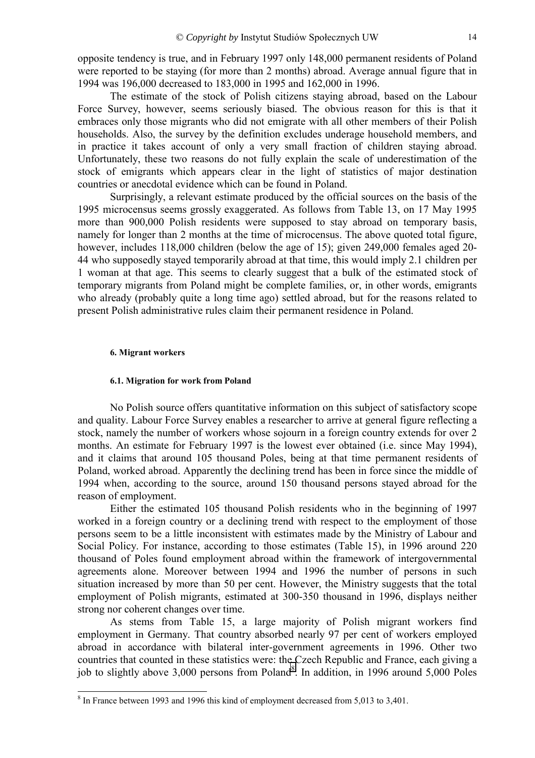opposite tendency is true, and in February 1997 only 148,000 permanent residents of Poland were reported to be staying (for more than 2 months) abroad. Average annual figure that in 1994 was 196,000 decreased to 183,000 in 1995 and 162,000 in 1996.

The estimate of the stock of Polish citizens staying abroad, based on the Labour Force Survey, however, seems seriously biased. The obvious reason for this is that it embraces only those migrants who did not emigrate with all other members of their Polish households. Also, the survey by the definition excludes underage household members, and in practice it takes account of only a very small fraction of children staying abroad. Unfortunately, these two reasons do not fully explain the scale of underestimation of the stock of emigrants which appears clear in the light of statistics of major destination countries or anecdotal evidence which can be found in Poland.

Surprisingly, a relevant estimate produced by the official sources on the basis of the 1995 microcensus seems grossly exaggerated. As follows from Table 13, on 17 May 1995 more than 900,000 Polish residents were supposed to stay abroad on temporary basis, namely for longer than 2 months at the time of microcensus. The above quoted total figure, however, includes 118,000 children (below the age of 15); given 249,000 females aged 20-44 who supposedly stayed temporarily abroad at that time, this would imply 2.1 children per 1 woman at that age. This seems to clearly suggest that a bulk of the estimated stock of temporary migrants from Poland might be complete families, or, in other words, emigrants who already (probably quite a long time ago) settled abroad, but for the reasons related to present Polish administrative rules claim their permanent residence in Poland.

#### 6. Migrant workers

##### 6.1. Migration for work from Poland

No Polish source offers quantitative information on this subject of satisfactory scope and quality. Labour Force Survey enables a researcher to arrive at general figure reflecting a stock, namely the number of workers whose sojourn in a foreign country extends for over 2 months. An estimate for February 1997 is the lowest ever obtained (i.e. since May 1994), and it claims that around 105 thousand Poles, being at that time permanent residents of Poland, worked abroad. Apparently the declining trend has been in force since the middle of 1994 when, according to the source, around 150 thousand persons stayed abroad for the reason of employment.

Either the estimated 105 thousand Polish residents who in the beginning of 1997 worked in a foreign country or a declining trend with respect to the employment of those persons seem to be a little inconsistent with estimates made by the Ministry of Labour and Social Policy. For instance, according to those estimates (Table 15), in 1996 around 220 thousand of Poles found employment abroad within the framework of intergovernmental agreements alone. Moreover between 1994 and 1996 the number of persons in such situation increased by more than 50 per cent. However, the Ministry suggests that the total employment of Polish migrants, estimated at 300-350 thousand in 1996, displays neither strong nor coherent changes over time.

As stems from Table 15, a large majority of Polish migrant workers find employment in Germany. That country absorbed nearly 97 per cent of workers employed abroad in accordance with bilateral inter-government agreements in 1996. Other two countries that counted in these statistics were: the Czech Republic and France, each giving a job to slightly above 3,000 persons from Poland[8]. In addition, in 1996 around 5,000 Poles

[8] In France between 1993 and 1996 this kind of employment decreased from 5,013 to 3,401.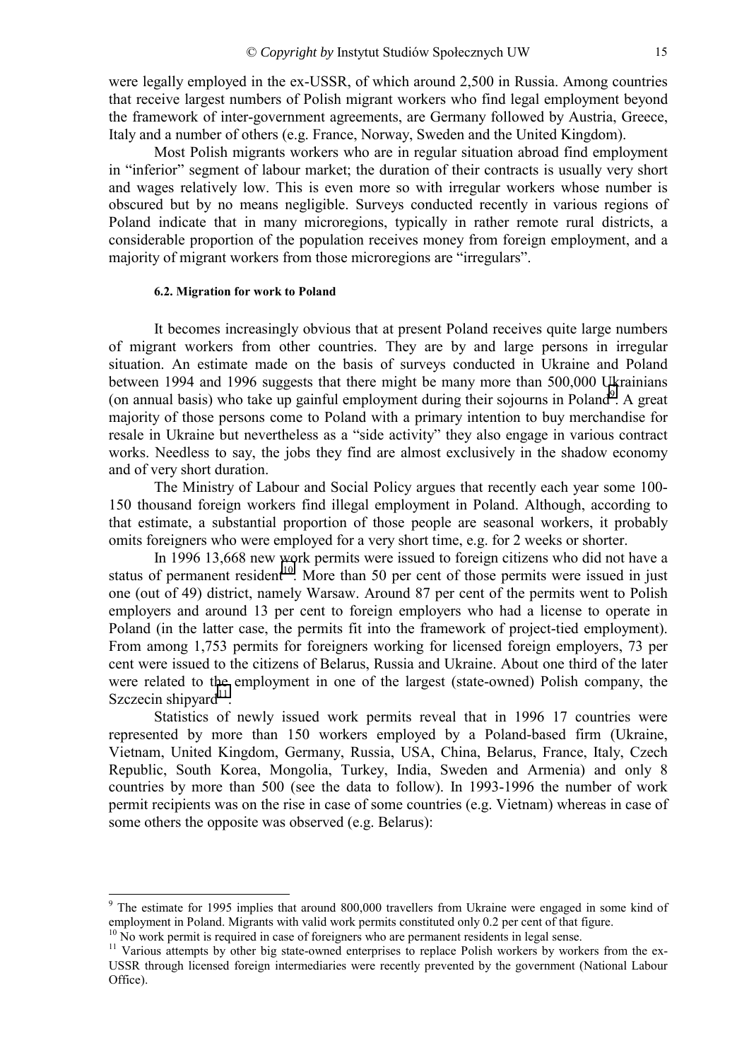were legally employed in the ex-USSR, of which around 2,500 in Russia. Among countries that receive largest numbers of Polish migrant workers who find legal employment beyond the framework of inter-government agreements, are Germany followed by Austria, Greece, Italy and a number of others (e.g. France, Norway, Sweden and the United Kingdom).

Most Polish migrants workers who are in regular situation abroad find employment in "inferior" segment of labour market; the duration of their contracts is usually very short and wages relatively low. This is even more so with irregular workers whose number is obscured but by no means negligible. Surveys conducted recently in various regions of Poland indicate that in many microregions, typically in rather remote rural districts, a considerable proportion of the population receives money from foreign employment, and a majority of migrant workers from those microregions are "irregulars".

#### 6.2. Migration for work to Poland

It becomes increasingly obvious that at present Poland receives quite large numbers of migrant workers from other countries. They are by and large persons in irregular situation. An estimate made on the basis of surveys conducted in Ukraine and Poland between 1994 and 1996 suggests that there might be many more than 500,000 Ukrainians (on annual basis) who take up gainful employment during their sojourns in Poland[9]. A great majority of those persons come to Poland with a primary intention to buy merchandise for resale in Ukraine but nevertheless as a "side activity" they also engage in various contract works. Needless to say, the jobs they find are almost exclusively in the shadow economy and of very short duration.

The Ministry of Labour and Social Policy argues that recently each year some 100-150 thousand foreign workers find illegal employment in Poland. Although, according to that estimate, a substantial proportion of those people are seasonal workers, it probably omits foreigners who were employed for a very short time, e.g. for 2 weeks or shorter.

In 1996 13,668 new work permits were issued to foreign citizens who did not have a status of permanent resident[10]. More than 50 per cent of those permits were issued in just one (out of 49) district, namely Warsaw. Around 87 per cent of the permits went to Polish employers and around 13 per cent to foreign employers who had a license to operate in Poland (in the latter case, the permits fit into the framework of project-tied employment). From among 1,753 permits for foreigners working for licensed foreign employers, 73 per cent were issued to the citizens of Belarus, Russia and Ukraine. About one third of the later were related to the employment in one of the largest (state-owned) Polish company, the Szczecin shipyard[11].

Statistics of newly issued work permits reveal that in 1996 17 countries were represented by more than 150 workers employed by a Poland-based firm (Ukraine, Vietnam, United Kingdom, Germany, Russia, USA, China, Belarus, France, Italy, Czech Republic, South Korea, Mongolia, Turkey, India, Sweden and Armenia) and only 8 countries by more than 500 (see the data to follow). In 1993-1996 the number of work permit recipients was on the rise in case of some countries (e.g. Vietnam) whereas in case of some others the opposite was observed (e.g. Belarus):

---

[9] The estimate for 1995 implies that around 800,000 travellers from Ukraine were engaged in some kind of employment in Poland. Migrants with valid work permits constituted only 0.2 per cent of that figure.

[10] No work permit is required in case of foreigners who are permanent residents in legal sense.

[11] Various attempts by other big state-owned enterprises to replace Polish workers by workers from the ex-USSR through licensed foreign intermediaries were recently prevented by the government (National Labour Office).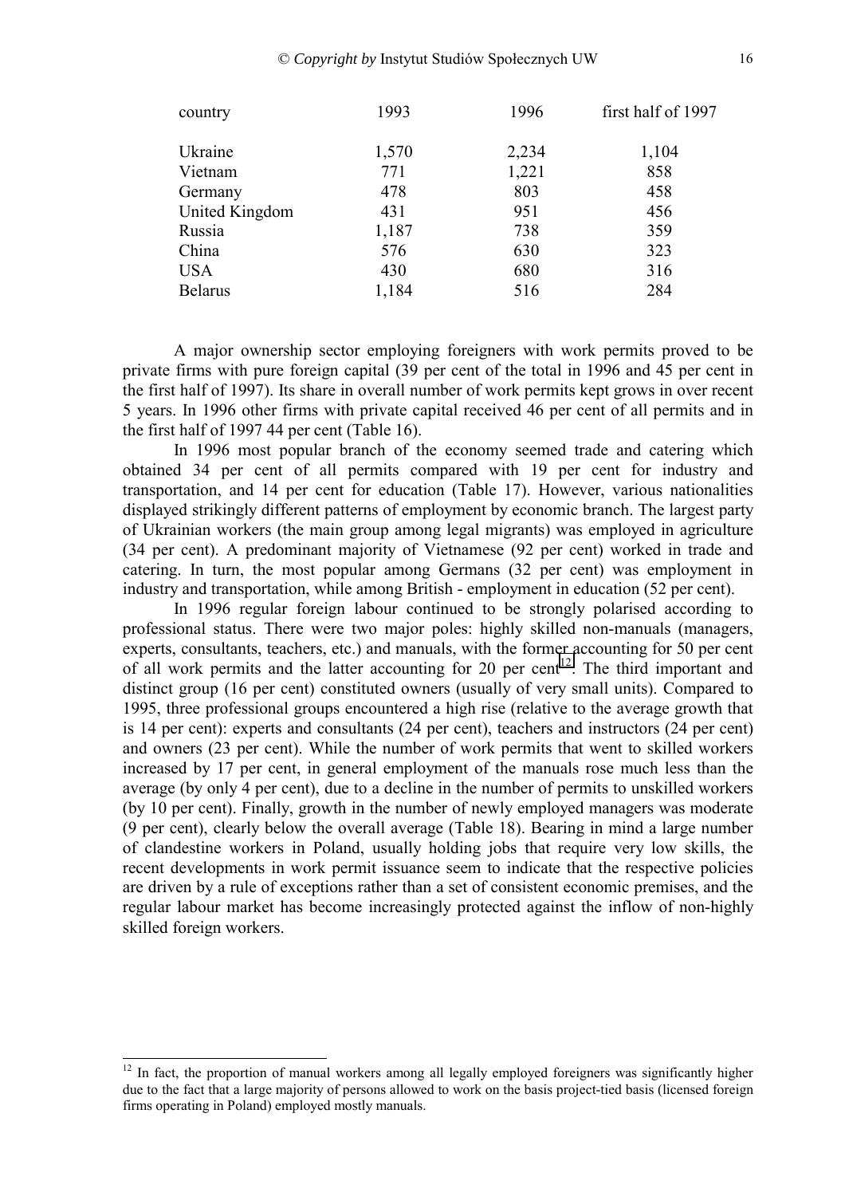| country | 1993 | 1996 | first half of 1997 |
|---|---|---|---|
| Ukraine | 1,570 | 2,234 | 1,104 |
| Vietnam | 771 | 1,221 | 858 |
| Germany | 478 | 803 | 458 |
| United Kingdom | 431 | 951 | 456 |
| Russia | 1,187 | 738 | 359 |
| China | 576 | 630 | 323 |
| USA | 430 | 680 | 316 |
| Belarus | 1,184 | 516 | 284 |

A major ownership sector employing foreigners with work permits proved to be private firms with pure foreign capital (39 per cent of the total in 1996 and 45 per cent in the first half of 1997). Its share in overall number of work permits kept grows in over recent 5 years. In 1996 other firms with private capital received 46 per cent of all permits and in the first half of 1997 44 per cent (Table 16).

In 1996 most popular branch of the economy seemed trade and catering which obtained 34 per cent of all permits compared with 19 per cent for industry and transportation, and 14 per cent for education (Table 17). However, various nationalities displayed strikingly different patterns of employment by economic branch. The largest party of Ukrainian workers (the main group among legal migrants) was employed in agriculture (34 per cent). A predominant majority of Vietnamese (92 per cent) worked in trade and catering. In turn, the most popular among Germans (32 per cent) was employment in industry and transportation, while among British - employment in education (52 per cent).

In 1996 regular foreign labour continued to be strongly polarised according to professional status. There were two major poles: highly skilled non-manuals (managers, experts, consultants, teachers, etc.) and manuals, with the former accounting for 50 per cent of all work permits and the latter accounting for 20 per cent[12]. The third important and distinct group (16 per cent) constituted owners (usually of very small units). Compared to 1995, three professional groups encountered a high rise (relative to the average growth that is 14 per cent): experts and consultants (24 per cent), teachers and instructors (24 per cent) and owners (23 per cent). While the number of work permits that went to skilled workers increased by 17 per cent, in general employment of the manuals rose much less than the average (by only 4 per cent), due to a decline in the number of permits to unskilled workers (by 10 per cent). Finally, growth in the number of newly employed managers was moderate (9 per cent), clearly below the overall average (Table 18). Bearing in mind a large number of clandestine workers in Poland, usually holding jobs that require very low skills, the recent developments in work permit issuance seem to indicate that the respective policies are driven by a rule of exceptions rather than a set of consistent economic premises, and the regular labour market has become increasingly protected against the inflow of non-highly skilled foreign workers.

[12] In fact, the proportion of manual workers among all legally employed foreigners was significantly higher due to the fact that a large majority of persons allowed to work on the basis project-tied basis (licensed foreign firms operating in Poland) employed mostly manuals.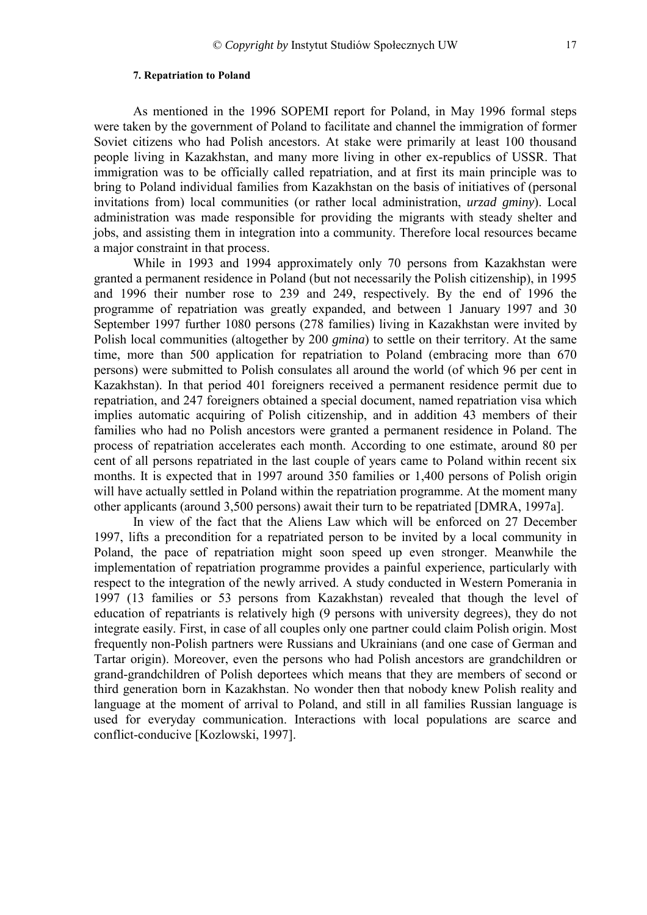### 7. Repatriation to Poland

As mentioned in the 1996 SOPEMI report for Poland, in May 1996 formal steps were taken by the government of Poland to facilitate and channel the immigration of former Soviet citizens who had Polish ancestors. At stake were primarily at least 100 thousand people living in Kazakhstan, and many more living in other ex-republics of USSR. That immigration was to be officially called repatriation, and at first its main principle was to bring to Poland individual families from Kazakhstan on the basis of initiatives of (personal invitations from) local communities (or rather local administration, *urzad gminy*). Local administration was made responsible for providing the migrants with steady shelter and jobs, and assisting them in integration into a community. Therefore local resources became a major constraint in that process.

While in 1993 and 1994 approximately only 70 persons from Kazakhstan were granted a permanent residence in Poland (but not necessarily the Polish citizenship), in 1995 and 1996 their number rose to 239 and 249, respectively. By the end of 1996 the programme of repatriation was greatly expanded, and between 1 January 1997 and 30 September 1997 further 1080 persons (278 families) living in Kazakhstan were invited by Polish local communities (altogether by 200 *gmina*) to settle on their territory. At the same time, more than 500 application for repatriation to Poland (embracing more than 670 persons) were submitted to Polish consulates all around the world (of which 96 per cent in Kazakhstan). In that period 401 foreigners received a permanent residence permit due to repatriation, and 247 foreigners obtained a special document, named repatriation visa which implies automatic acquiring of Polish citizenship, and in addition 43 members of their families who had no Polish ancestors were granted a permanent residence in Poland. The process of repatriation accelerates each month. According to one estimate, around 80 per cent of all persons repatriated in the last couple of years came to Poland within recent six months. It is expected that in 1997 around 350 families or 1,400 persons of Polish origin will have actually settled in Poland within the repatriation programme. At the moment many other applicants (around 3,500 persons) await their turn to be repatriated [DMRA, 1997a].

In view of the fact that the Aliens Law which will be enforced on 27 December 1997, lifts a precondition for a repatriated person to be invited by a local community in Poland, the pace of repatriation might soon speed up even stronger. Meanwhile the implementation of repatriation programme provides a painful experience, particularly with respect to the integration of the newly arrived. A study conducted in Western Pomerania in 1997 (13 families or 53 persons from Kazakhstan) revealed that though the level of education of repatriants is relatively high (9 persons with university degrees), they do not integrate easily. First, in case of all couples only one partner could claim Polish origin. Most frequently non-Polish partners were Russians and Ukrainians (and one case of German and Tartar origin). Moreover, even the persons who had Polish ancestors are grandchildren or grand-grandchildren of Polish deportees which means that they are members of second or third generation born in Kazakhstan. No wonder then that nobody knew Polish reality and language at the moment of arrival to Poland, and still in all families Russian language is used for everyday communication. Interactions with local populations are scarce and conflict-conducive [Kozlowski, 1997].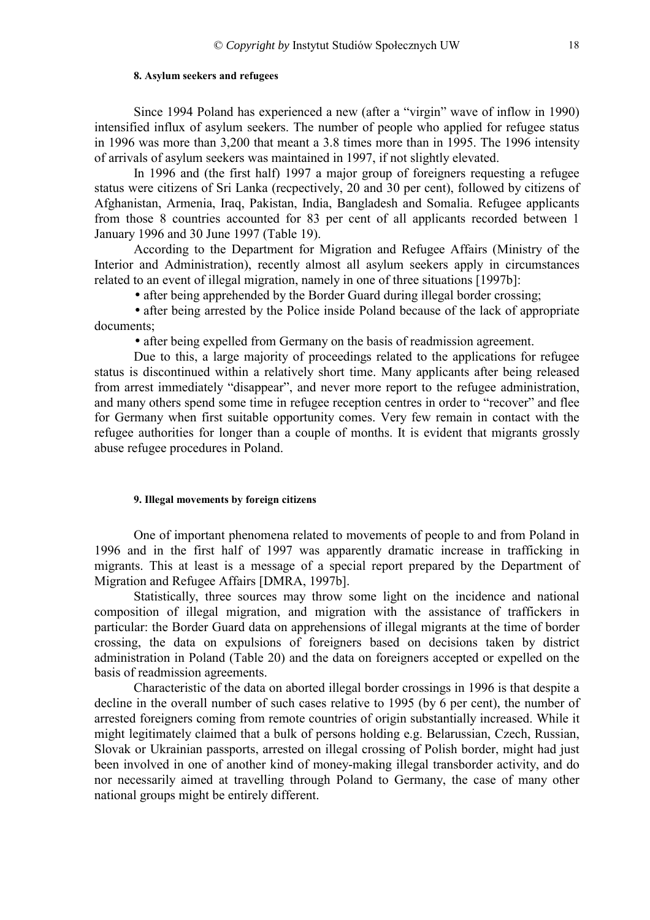#### 8. Asylum seekers and refugees

Since 1994 Poland has experienced a new (after a "virgin" wave of inflow in 1990) intensified influx of asylum seekers. The number of people who applied for refugee status in 1996 was more than 3,200 that meant a 3.8 times more than in 1995. The 1996 intensity of arrivals of asylum seekers was maintained in 1997, if not slightly elevated.

In 1996 and (the first half) 1997 a major group of foreigners requesting a refugee status were citizens of Sri Lanka (recpectively, 20 and 30 per cent), followed by citizens of Afghanistan, Armenia, Iraq, Pakistan, India, Bangladesh and Somalia. Refugee applicants from those 8 countries accounted for 83 per cent of all applicants recorded between 1 January 1996 and 30 June 1997 (Table 19).

According to the Department for Migration and Refugee Affairs (Ministry of the Interior and Administration), recently almost all asylum seekers apply in circumstances related to an event of illegal migration, namely in one of three situations [1997b]:

- after being apprehended by the Border Guard during illegal border crossing;
- after being arrested by the Police inside Poland because of the lack of appropriate documents;
- after being expelled from Germany on the basis of readmission agreement.

Due to this, a large majority of proceedings related to the applications for refugee status is discontinued within a relatively short time. Many applicants after being released from arrest immediately "disappear", and never more report to the refugee administration, and many others spend some time in refugee reception centres in order to "recover" and flee for Germany when first suitable opportunity comes. Very few remain in contact with the refugee authorities for longer than a couple of months. It is evident that migrants grossly abuse refugee procedures in Poland.

#### 9. Illegal movements by foreign citizens

One of important phenomena related to movements of people to and from Poland in 1996 and in the first half of 1997 was apparently dramatic increase in trafficking in migrants. This at least is a message of a special report prepared by the Department of Migration and Refugee Affairs [DMRA, 1997b].

Statistically, three sources may throw some light on the incidence and national composition of illegal migration, and migration with the assistance of traffickers in particular: the Border Guard data on apprehensions of illegal migrants at the time of border crossing, the data on expulsions of foreigners based on decisions taken by district administration in Poland (Table 20) and the data on foreigners accepted or expelled on the basis of readmission agreements.

Characteristic of the data on aborted illegal border crossings in 1996 is that despite a decline in the overall number of such cases relative to 1995 (by 6 per cent), the number of arrested foreigners coming from remote countries of origin substantially increased. While it might legitimately claimed that a bulk of persons holding e.g. Belarussian, Czech, Russian, Slovak or Ukrainian passports, arrested on illegal crossing of Polish border, might had just been involved in one of another kind of money-making illegal transborder activity, and do nor necessarily aimed at travelling through Poland to Germany, the case of many other national groups might be entirely different.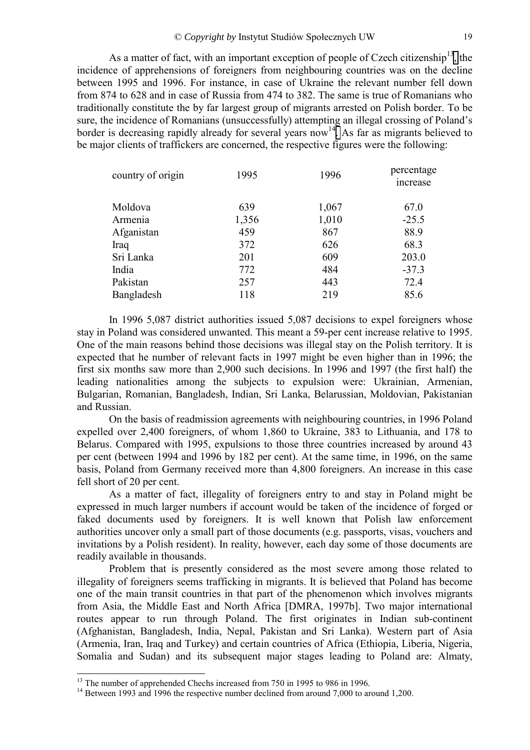As a matter of fact, with an important exception of people of Czech citizenship[13], the incidence of apprehensions of foreigners from neighbouring countries was on the decline between 1995 and 1996. For instance, in case of Ukraine the relevant number fell down from 874 to 628 and in case of Russia from 474 to 382. The same is true of Romanians who traditionally constitute the by far largest group of migrants arrested on Polish border. To be sure, the incidence of Romanians (unsuccessfully) attempting an illegal crossing of Poland's border is decreasing rapidly already for several years now[14]. As far as migrants believed to be major clients of traffickers are concerned, the respective figures were the following:

| country of origin | 1995 | 1996 | percentage increase |
|---|---|---|---|
| Moldova | 639 | 1,067 | 67.0 |
| Armenia | 1,356 | 1,010 | -25.5 |
| Afganistan | 459 | 867 | 88.9 |
| Iraq | 372 | 626 | 68.3 |
| Sri Lanka | 201 | 609 | 203.0 |
| India | 772 | 484 | -37.3 |
| Pakistan | 257 | 443 | 72.4 |
| Bangladesh | 118 | 219 | 85.6 |

In 1996 5,087 district authorities issued 5,087 decisions to expel foreigners whose stay in Poland was considered unwanted. This meant a 59-per cent increase relative to 1995. One of the main reasons behind those decisions was illegal stay on the Polish territory. It is expected that he number of relevant facts in 1997 might be even higher than in 1996; the first six months saw more than 2,900 such decisions. In 1996 and 1997 (the first half) the leading nationalities among the subjects to expulsion were: Ukrainian, Armenian, Bulgarian, Romanian, Bangladesh, Indian, Sri Lanka, Belarussian, Moldovian, Pakistanian and Russian.

On the basis of readmission agreements with neighbouring countries, in 1996 Poland expelled over 2,400 foreigners, of whom 1,860 to Ukraine, 383 to Lithuania, and 178 to Belarus. Compared with 1995, expulsions to those three countries increased by around 43 per cent (between 1994 and 1996 by 182 per cent). At the same time, in 1996, on the same basis, Poland from Germany received more than 4,800 foreigners. An increase in this case fell short of 20 per cent.

As a matter of fact, illegality of foreigners entry to and stay in Poland might be expressed in much larger numbers if account would be taken of the incidence of forged or faked documents used by foreigners. It is well known that Polish law enforcement authorities uncover only a small part of those documents (e.g. passports, visas, vouchers and invitations by a Polish resident). In reality, however, each day some of those documents are readily available in thousands.

Problem that is presently considered as the most severe among those related to illegality of foreigners seems trafficking in migrants. It is believed that Poland has become one of the main transit countries in that part of the phenomenon which involves migrants from Asia, the Middle East and North Africa [DMRA, 1997b]. Two major international routes appear to run through Poland. The first originates in Indian sub-continent (Afghanistan, Bangladesh, India, Nepal, Pakistan and Sri Lanka). Western part of Asia (Armenia, Iran, Iraq and Turkey) and certain countries of Africa (Ethiopia, Liberia, Nigeria, Somalia and Sudan) and its subsequent major stages leading to Poland are: Almaty,

[13] The number of apprehended Chechs increased from 750 in 1995 to 986 in 1996.

[14] Between 1993 and 1996 the respective number declined from around 7,000 to around 1,200.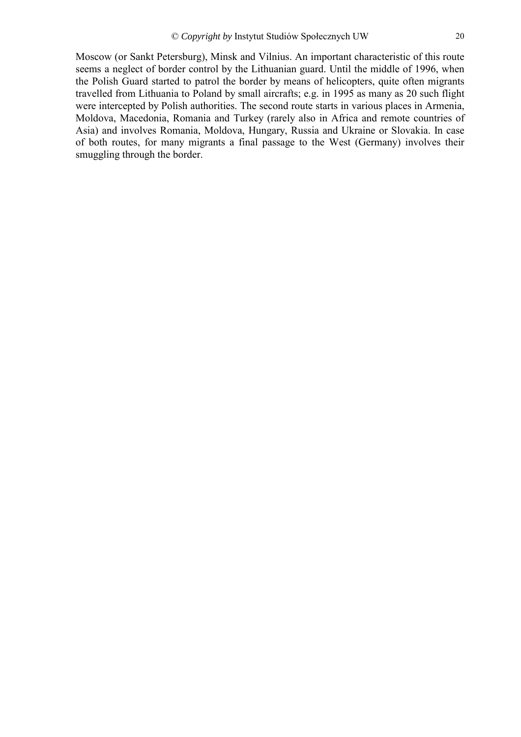Moscow (or Sankt Petersburg), Minsk and Vilnius. An important characteristic of this route seems a neglect of border control by the Lithuanian guard. Until the middle of 1996, when the Polish Guard started to patrol the border by means of helicopters, quite often migrants travelled from Lithuania to Poland by small aircrafts; e.g. in 1995 as many as 20 such flight were intercepted by Polish authorities. The second route starts in various places in Armenia, Moldova, Macedonia, Romania and Turkey (rarely also in Africa and remote countries of Asia) and involves Romania, Moldova, Hungary, Russia and Ukraine or Slovakia. In case of both routes, for many migrants a final passage to the West (Germany) involves their smuggling through the border.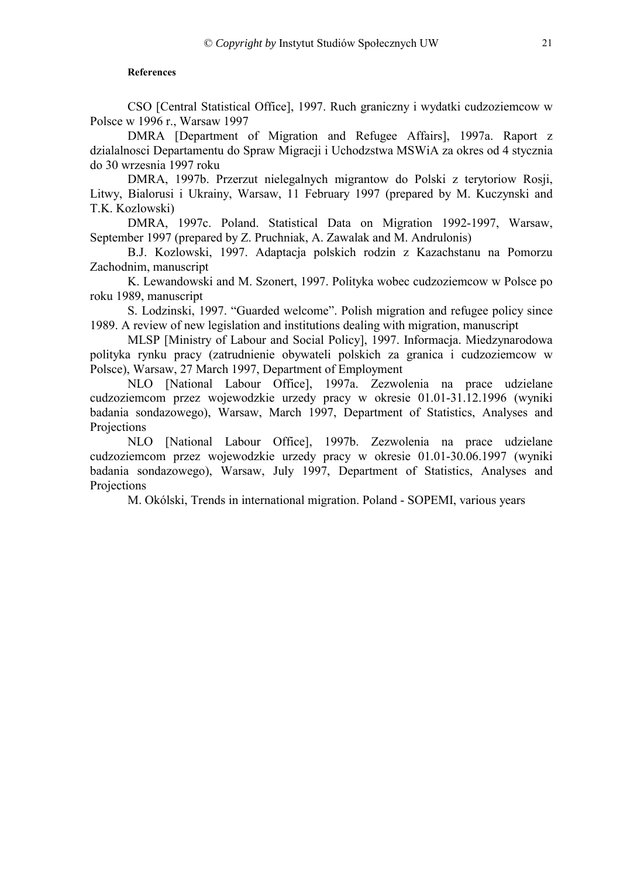#### References

CSO [Central Statistical Office], 1997. Ruch graniczny i wydatki cudzoziemcow w Polsce w 1996 r., Warsaw 1997

DMRA [Department of Migration and Refugee Affairs], 1997a. Raport z dzialalnosci Departamentu do Spraw Migracji i Uchodzstwa MSWiA za okres od 4 stycznia do 30 wrzesnia 1997 roku

DMRA, 1997b. Przerzut nielegalnych migrantow do Polski z terytoriow Rosji, Litwy, Bialorusi i Ukrainy, Warsaw, 11 February 1997 (prepared by M. Kuczynski and T.K. Kozlowski)

DMRA, 1997c. Poland. Statistical Data on Migration 1992-1997, Warsaw, September 1997 (prepared by Z. Pruchniak, A. Zawalak and M. Andrulonis)

B.J. Kozlowski, 1997. Adaptacja polskich rodzin z Kazachstanu na Pomorzu Zachodnim, manuscript

K. Lewandowski and M. Szonert, 1997. Polityka wobec cudzoziemcow w Polsce po roku 1989, manuscript

S. Lodzinski, 1997. "Guarded welcome". Polish migration and refugee policy since 1989. A review of new legislation and institutions dealing with migration, manuscript

MLSP [Ministry of Labour and Social Policy], 1997. Informacja. Miedzynarodowa polityka rynku pracy (zatrudnienie obywateli polskich za granica i cudzoziemcow w Polsce), Warsaw, 27 March 1997, Department of Employment

NLO [National Labour Office], 1997a. Zezwolenia na prace udzielane cudzoziemcom przez wojewodzkie urzedy pracy w okresie 01.01-31.12.1996 (wyniki badania sondazowego), Warsaw, March 1997, Department of Statistics, Analyses and Projections

NLO [National Labour Office], 1997b. Zezwolenia na prace udzielane cudzoziemcom przez wojewodzkie urzedy pracy w okresie 01.01-30.06.1997 (wyniki badania sondazowego), Warsaw, July 1997, Department of Statistics, Analyses and Projections

M. Okólski, Trends in international migration. Poland - SOPEMI, various years